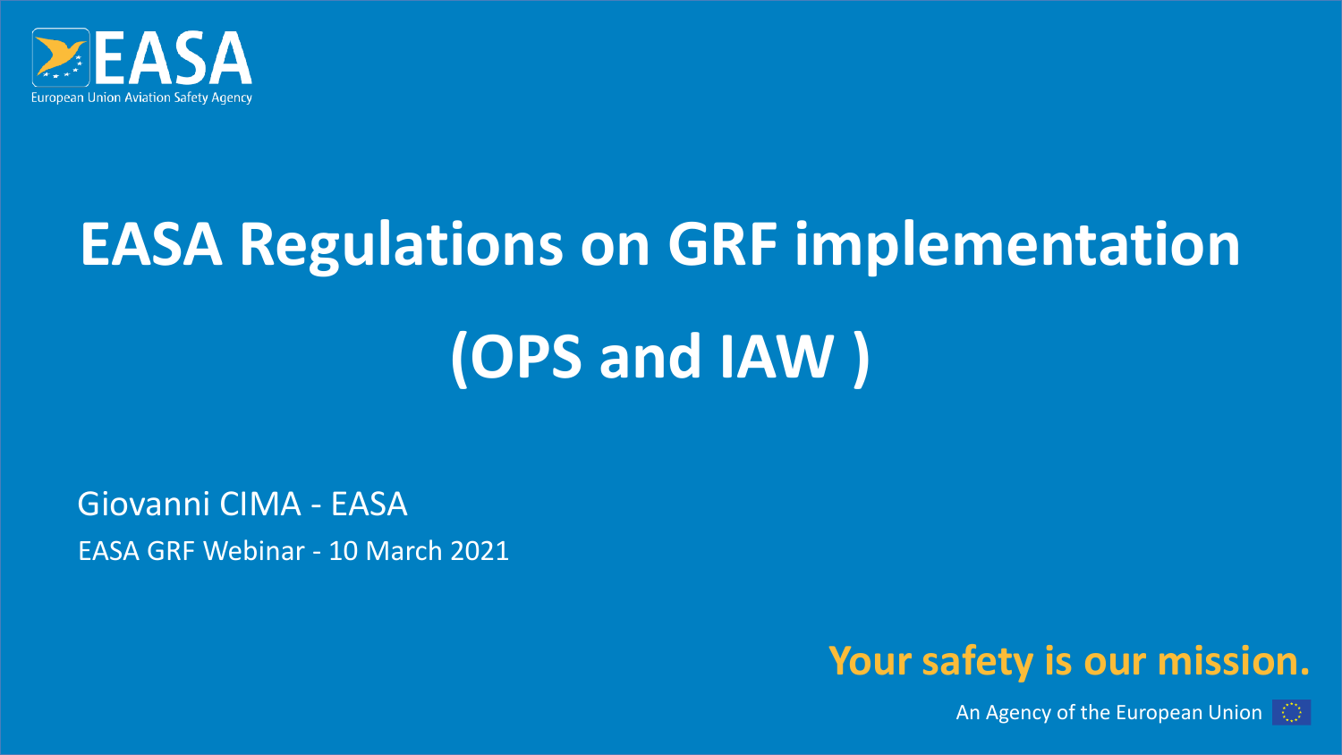# EASA Regulations on GRF implementation (OPS and IAW )

Giovanni CIMA - EASA

EASA GRF Webinar - 10 March 2021

**Your safety is our mission.**

An Agency of the European Union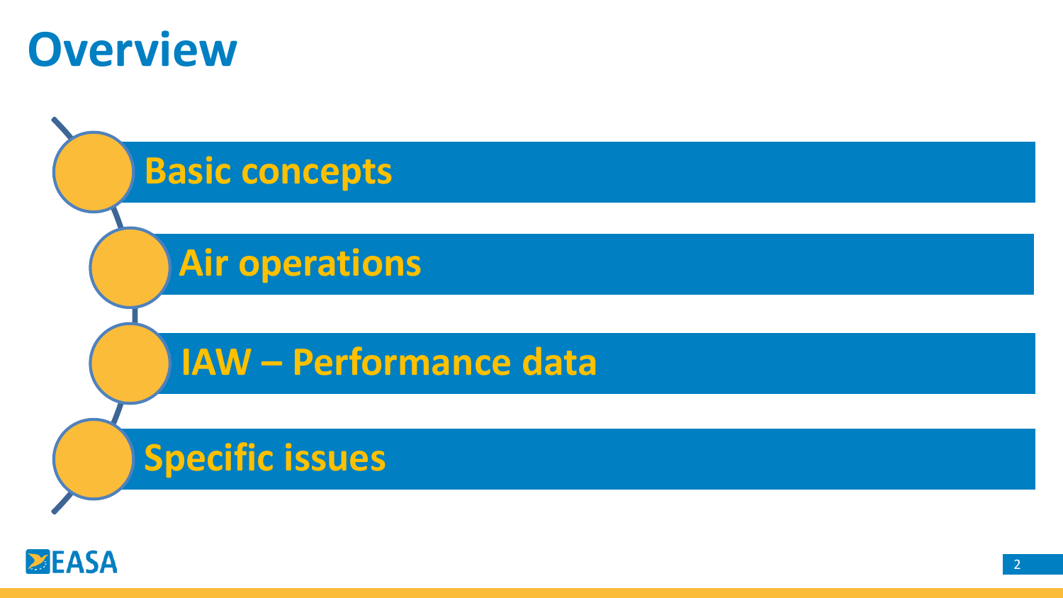# Overview

- Basic concepts
- Air operations
- IAW – Performance data
- Specific issues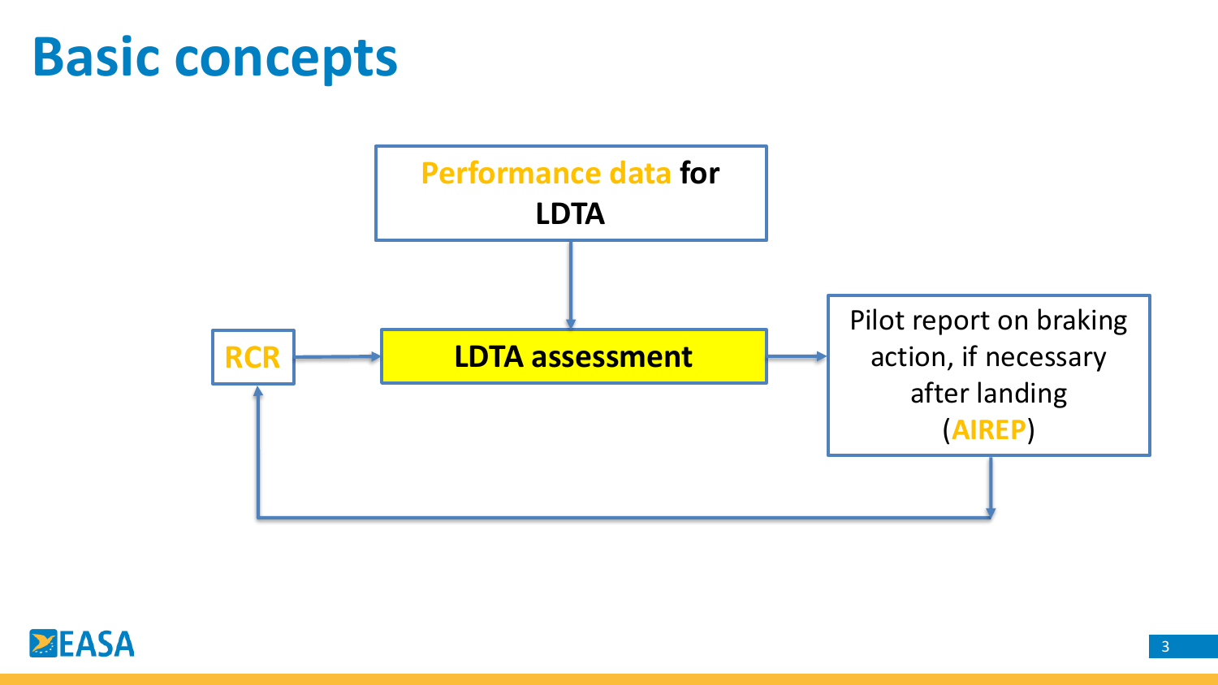# Basic concepts

**Performance data for LDTA**

**RCR**

**LDTA assessment**

Pilot report on braking action, if necessary after landing (AIREP)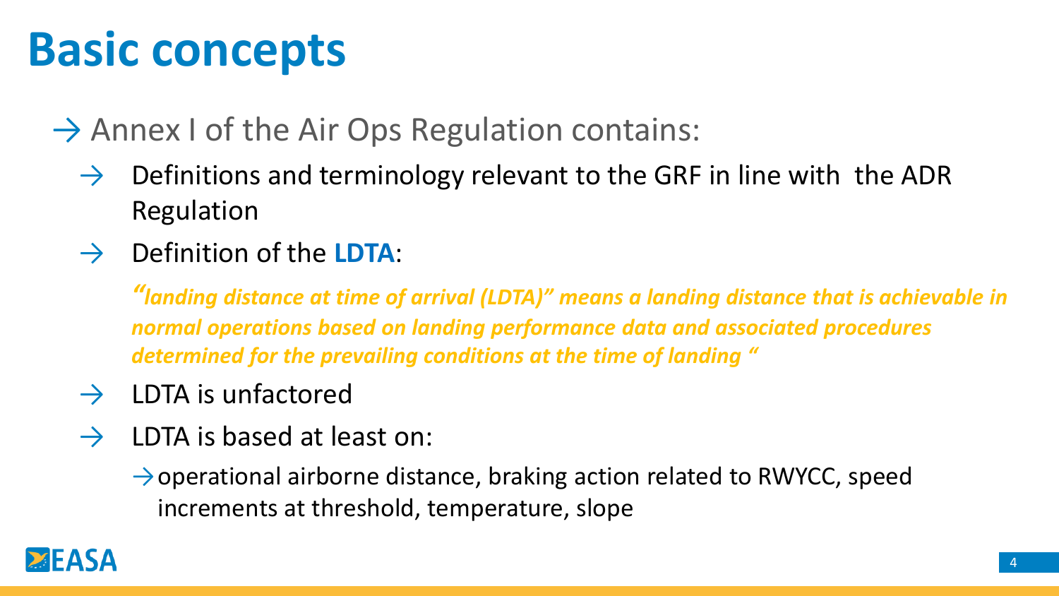# Basic concepts

- Annex I of the Air Ops Regulation contains:
  - Definitions and terminology relevant to the GRF in line with the ADR Regulation
  - Definition of the **LDTA**:

    ***"landing distance at time of arrival (LDTA)" means a landing distance that is achievable in normal operations based on landing performance data and associated procedures determined for the prevailing conditions at the time of landing "***

  - LDTA is unfactored
  - LDTA is based at least on:
    - operational airborne distance, braking action related to RWYCC, speed increments at threshold, temperature, slope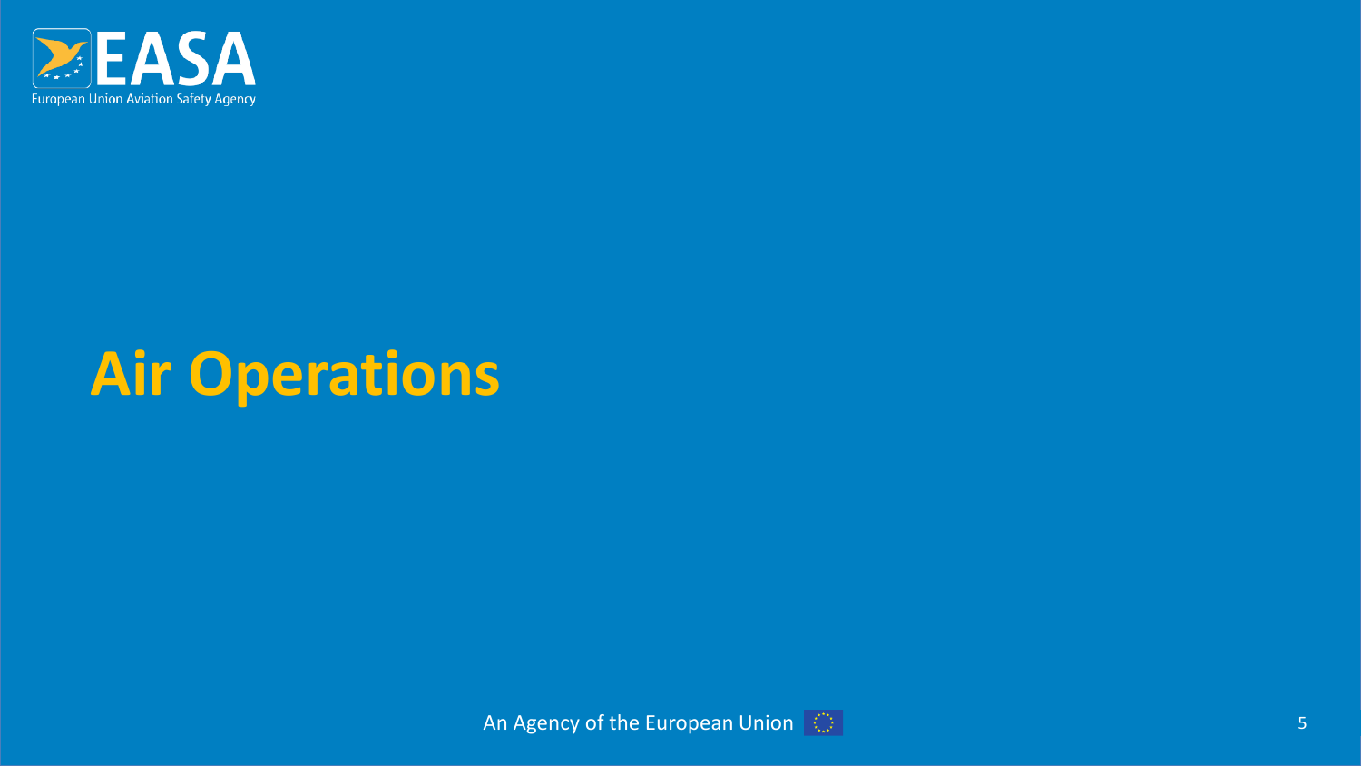# Air Operations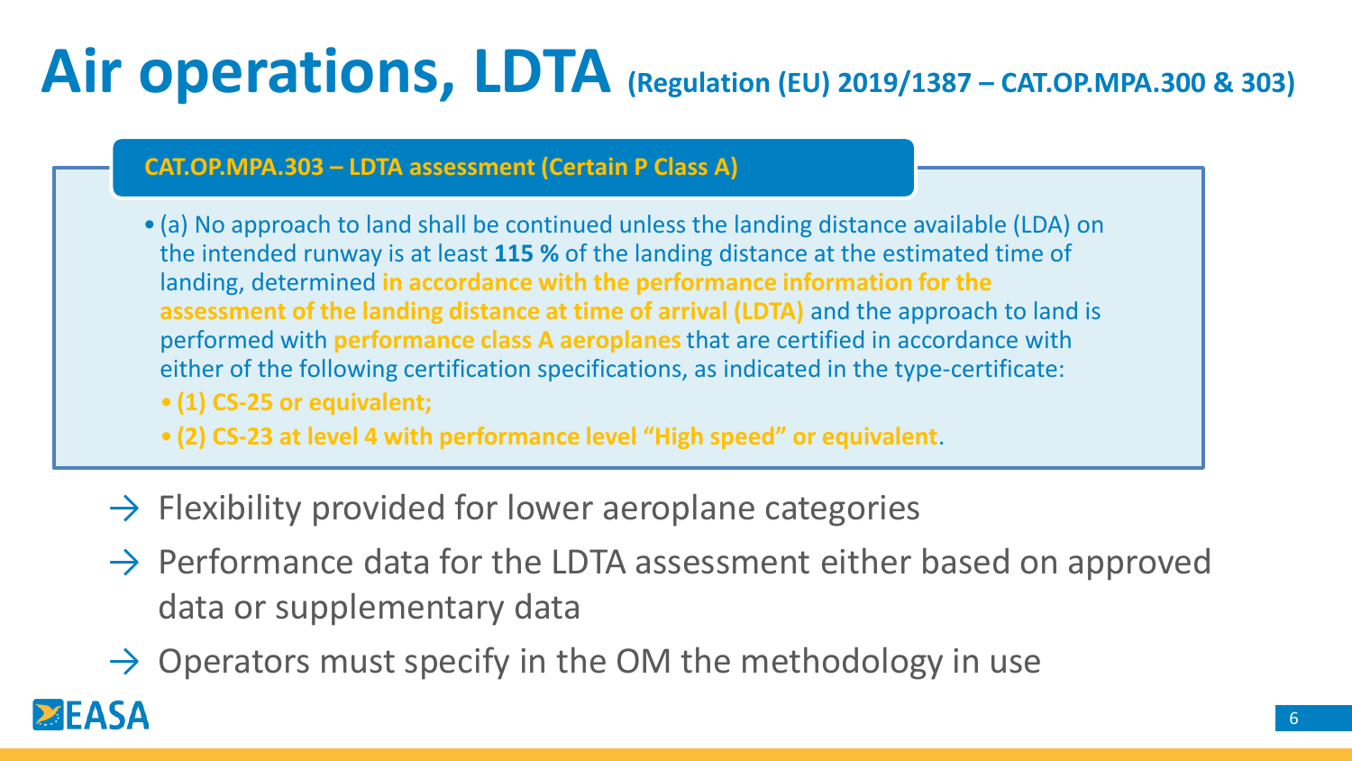# Air operations, LDTA (Regulation (EU) 2019/1387 – CAT.OP.MPA.300 & 303)

**CAT.OP.MPA.303 – LDTA assessment (Certain P Class A)**

- (a) No approach to land shall be continued unless the landing distance available (LDA) on the intended runway is at least **115 %** of the landing distance at the estimated time of landing, determined **in accordance with the performance information for the assessment of the landing distance at time of arrival (LDTA)** and the approach to land is performed with **performance class A aeroplanes** that are certified in accordance with either of the following certification specifications, as indicated in the type-certificate:
  - **(1) CS-25 or equivalent;**
  - **(2) CS-23 at level 4 with performance level "High speed" or equivalent**.

→ Flexibility provided for lower aeroplane categories

→ Performance data for the LDTA assessment either based on approved data or supplementary data

→ Operators must specify in the OM the methodology in use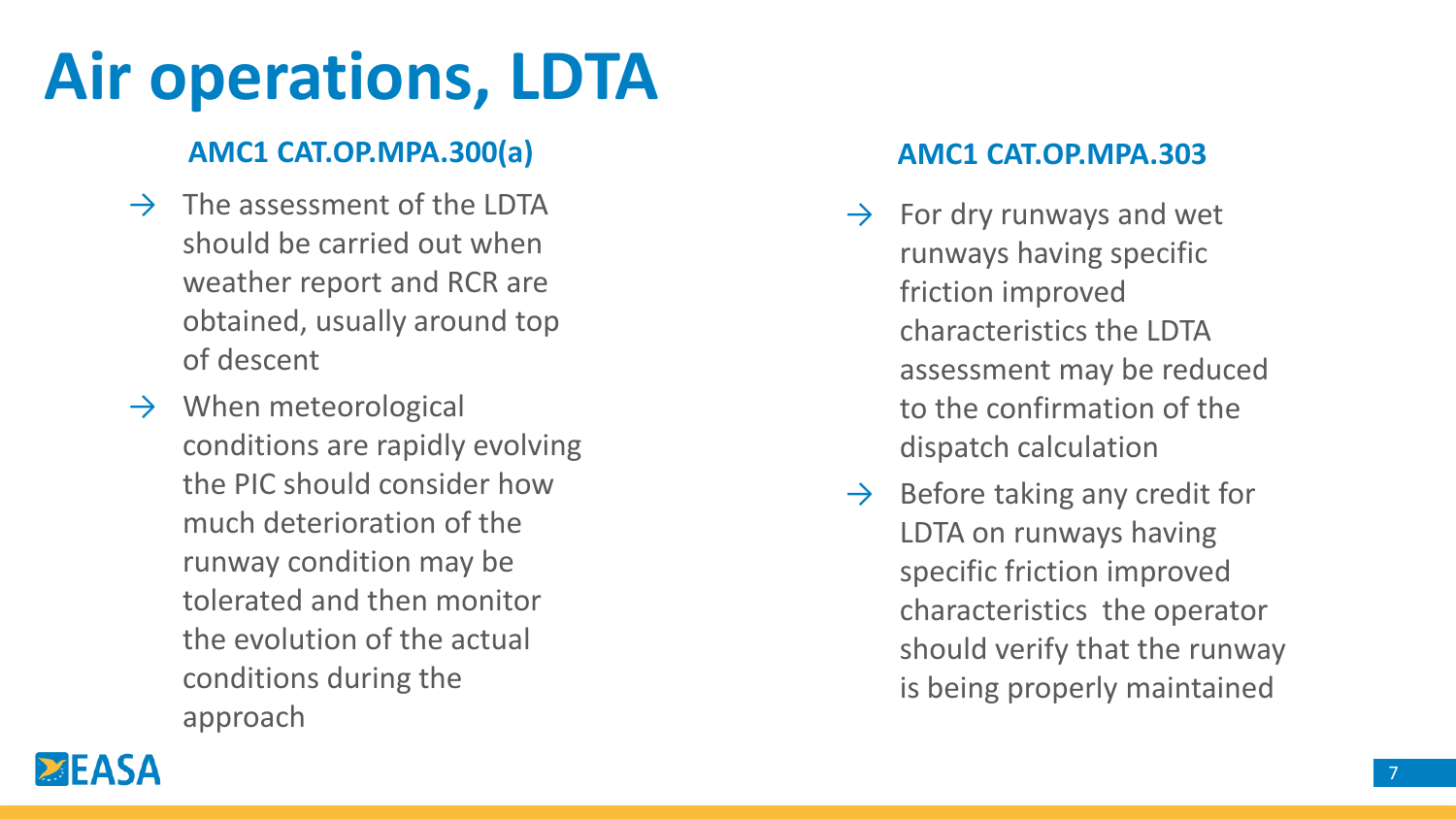# Air operations, LDTA

### AMC1 CAT.OP.MPA.300(a)

- The assessment of the LDTA should be carried out when weather report and RCR are obtained, usually around top of descent
- When meteorological conditions are rapidly evolving the PIC should consider how much deterioration of the runway condition may be tolerated and then monitor the evolution of the actual conditions during the approach

### AMC1 CAT.OP.MPA.303

- For dry runways and wet runways having specific friction improved characteristics the LDTA assessment may be reduced to the confirmation of the dispatch calculation
- Before taking any credit for LDTA on runways having specific friction improved characteristics the operator should verify that the runway is being properly maintained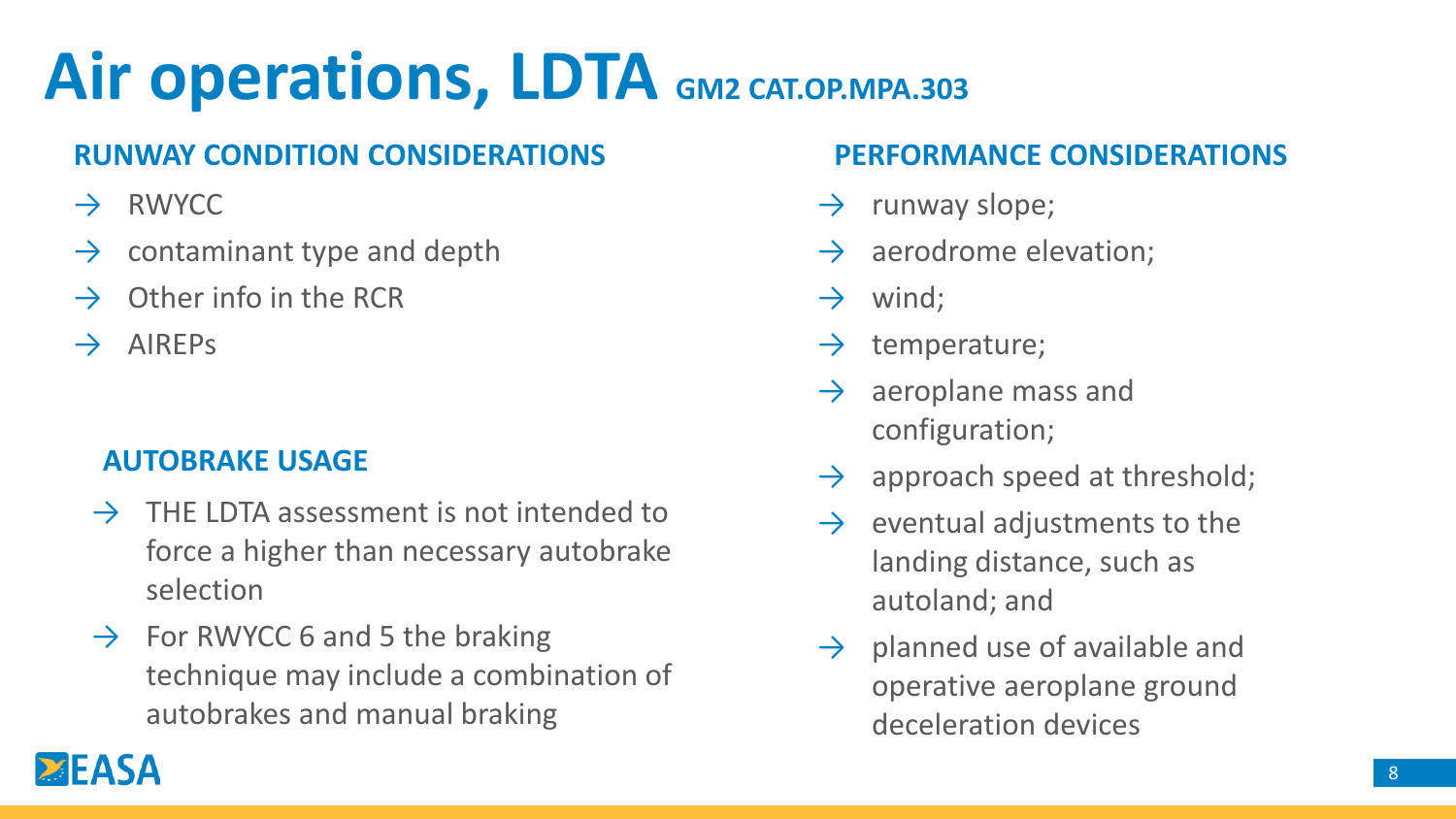# Air operations, LDTA GM2 CAT.OP.MPA.303

## RUNWAY CONDITION CONSIDERATIONS

- RWYCC
- contaminant type and depth
- Other info in the RCR
- AIREPs

## AUTOBRAKE USAGE

- THE LDTA assessment is not intended to force a higher than necessary autobrake selection
- For RWYCC 6 and 5 the braking technique may include a combination of autobrakes and manual braking

## PERFORMANCE CONSIDERATIONS

- runway slope;
- aerodrome elevation;
- wind;
- temperature;
- aeroplane mass and configuration;
- approach speed at threshold;
- eventual adjustments to the landing distance, such as autoland; and
- planned use of available and operative aeroplane ground deceleration devices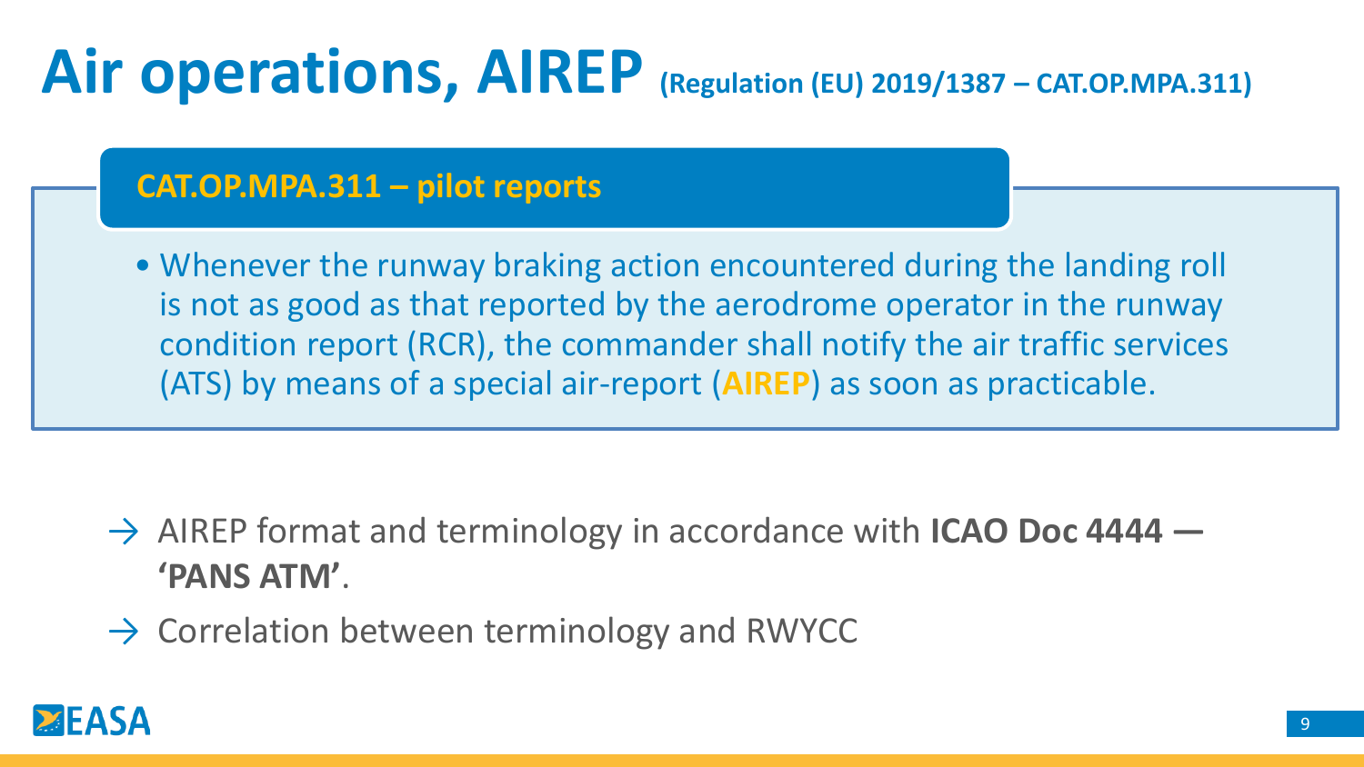# Air operations, AIREP (Regulation (EU) 2019/1387 – CAT.OP.MPA.311)

## CAT.OP.MPA.311 – pilot reports

- Whenever the runway braking action encountered during the landing roll is not as good as that reported by the aerodrome operator in the runway condition report (RCR), the commander shall notify the air traffic services (ATS) by means of a special air-report (**AIREP**) as soon as practicable.

→ AIREP format and terminology in accordance with **ICAO Doc 4444 — 'PANS ATM'**.

→ Correlation between terminology and RWYCC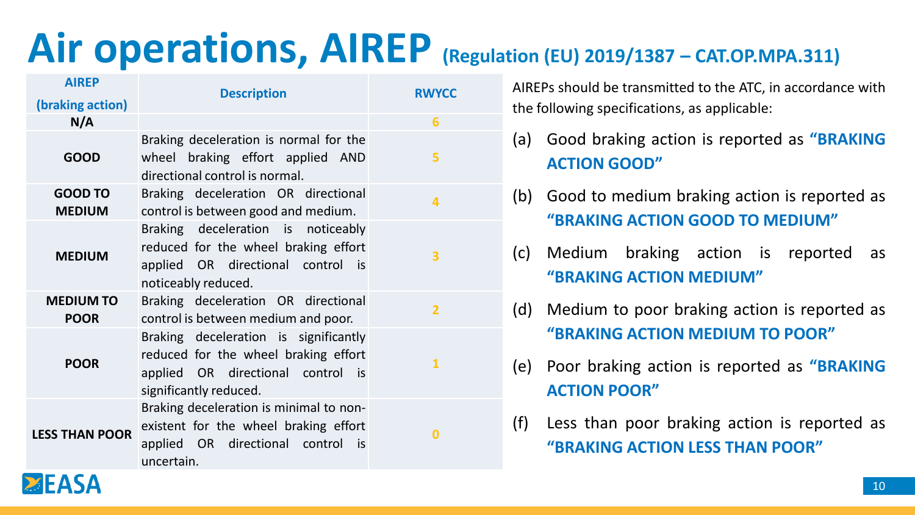# Air operations, AIREP (Regulation (EU) 2019/1387 – CAT.OP.MPA.311)

| AIREP (braking action) | Description | RWYCC |
|---|---|---|
| N/A | | 6 |
| GOOD | Braking deceleration is normal for the wheel braking effort applied AND directional control is normal. | 5 |
| GOOD TO MEDIUM | Braking deceleration OR directional control is between good and medium. | 4 |
| MEDIUM | Braking deceleration is noticeably reduced for the wheel braking effort applied OR directional control is noticeably reduced. | 3 |
| MEDIUM TO POOR | Braking deceleration OR directional control is between medium and poor. | 2 |
| POOR | Braking deceleration is significantly reduced for the wheel braking effort applied OR directional control is significantly reduced. | 1 |
| LESS THAN POOR | Braking deceleration is minimal to non-existent for the wheel braking effort applied OR directional control is uncertain. | 0 |

AIREPs should be transmitted to the ATC, in accordance with the following specifications, as applicable:

(a) Good braking action is reported as **"BRAKING ACTION GOOD"**

(b) Good to medium braking action is reported as **"BRAKING ACTION GOOD TO MEDIUM"**

(c) Medium braking action is reported as **"BRAKING ACTION MEDIUM"**

(d) Medium to poor braking action is reported as **"BRAKING ACTION MEDIUM TO POOR"**

(e) Poor braking action is reported as **"BRAKING ACTION POOR"**

(f) Less than poor braking action is reported as **"BRAKING ACTION LESS THAN POOR"**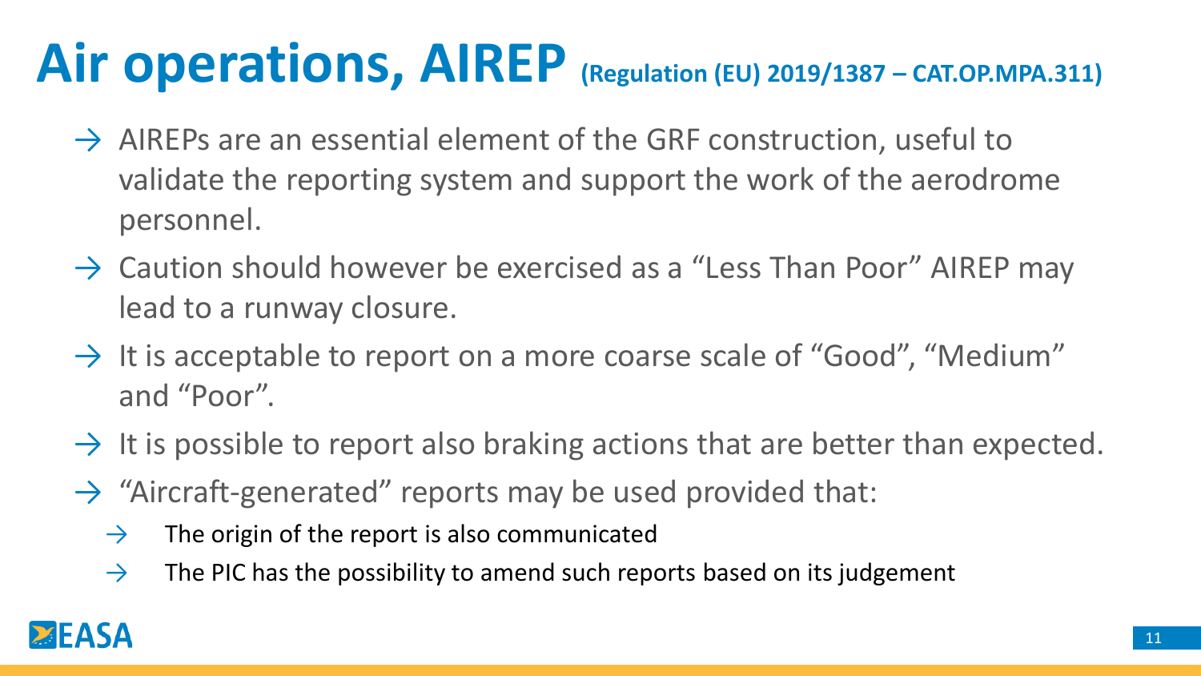# Air operations, AIREP (Regulation (EU) 2019/1387 – CAT.OP.MPA.311)

- AIREPs are an essential element of the GRF construction, useful to validate the reporting system and support the work of the aerodrome personnel.
- Caution should however be exercised as a "Less Than Poor" AIREP may lead to a runway closure.
- It is acceptable to report on a more coarse scale of "Good", "Medium" and "Poor".
- It is possible to report also braking actions that are better than expected.
- "Aircraft-generated" reports may be used provided that:
  - The origin of the report is also communicated
  - The PIC has the possibility to amend such reports based on its judgement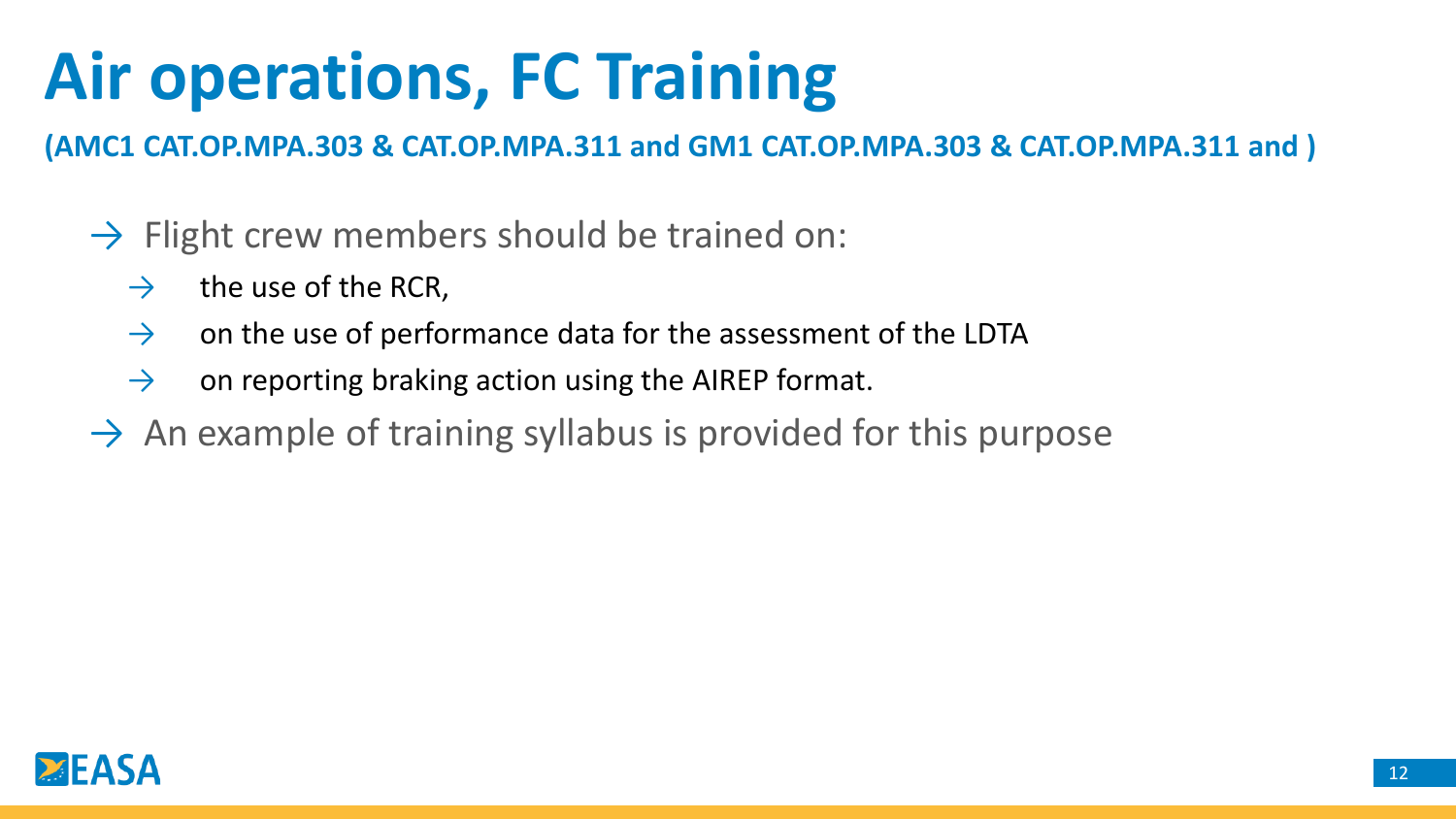# Air operations, FC Training

**(AMC1 CAT.OP.MPA.303 & CAT.OP.MPA.311 and GM1 CAT.OP.MPA.303 & CAT.OP.MPA.311 and )**

- Flight crew members should be trained on:
  - the use of the RCR,
  - on the use of performance data for the assessment of the LDTA
  - on reporting braking action using the AIREP format.
- An example of training syllabus is provided for this purpose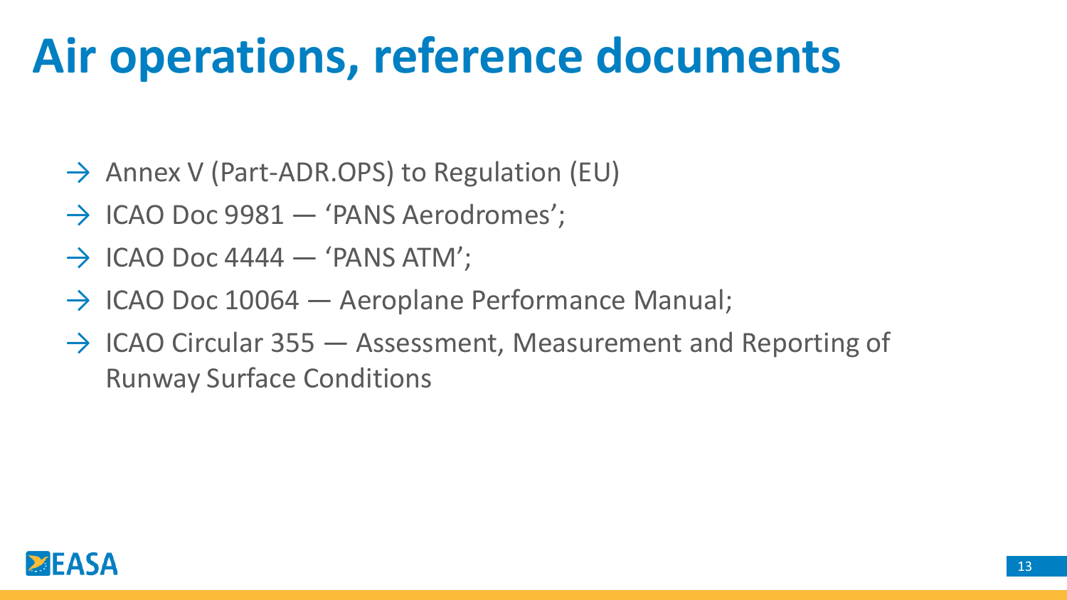# Air operations, reference documents

- Annex V (Part-ADR.OPS) to Regulation (EU)
- ICAO Doc 9981 — 'PANS Aerodromes';
- ICAO Doc 4444 — 'PANS ATM';
- ICAO Doc 10064 — Aeroplane Performance Manual;
- ICAO Circular 355 — Assessment, Measurement and Reporting of Runway Surface Conditions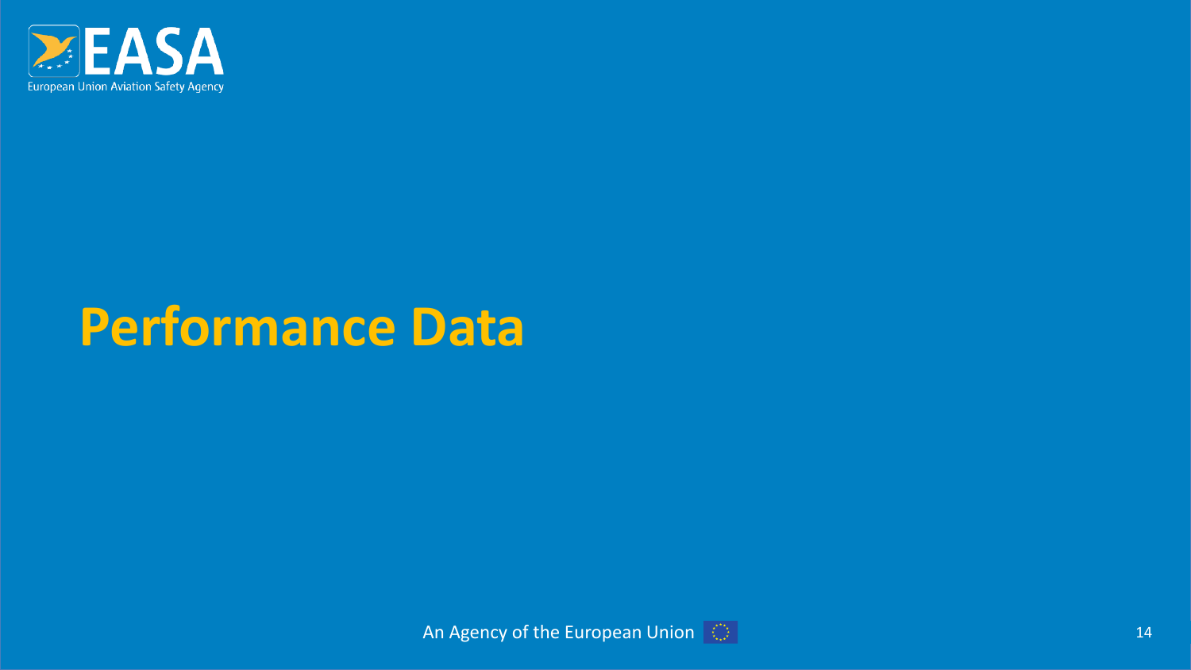# Performance Data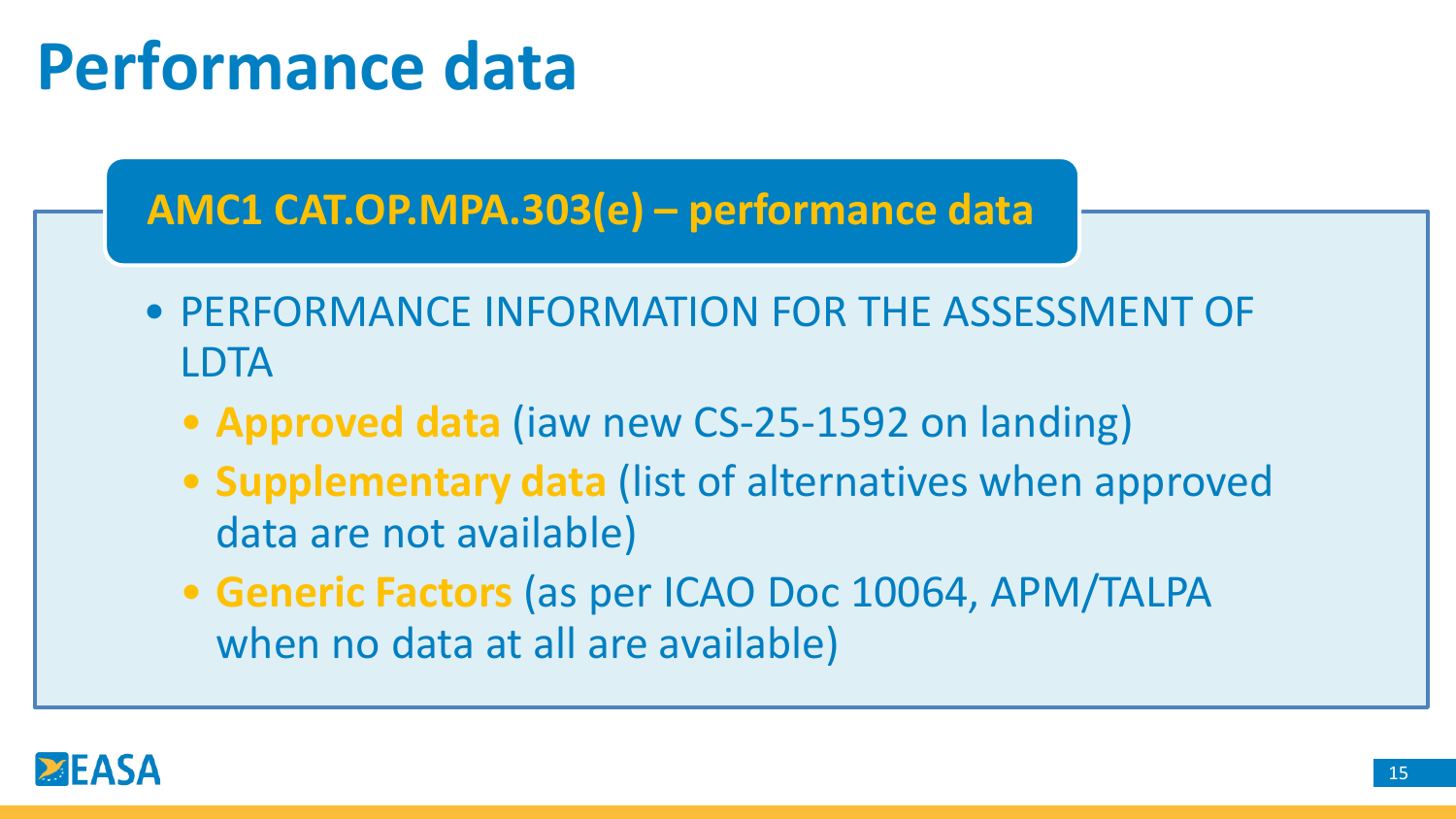# Performance data

## AMC1 CAT.OP.MPA.303(e) – performance data

- PERFORMANCE INFORMATION FOR THE ASSESSMENT OF LDTA
  - **Approved data** (iaw new CS-25-1592 on landing)
  - **Supplementary data** (list of alternatives when approved data are not available)
  - **Generic Factors** (as per ICAO Doc 10064, APM/TALPA when no data at all are available)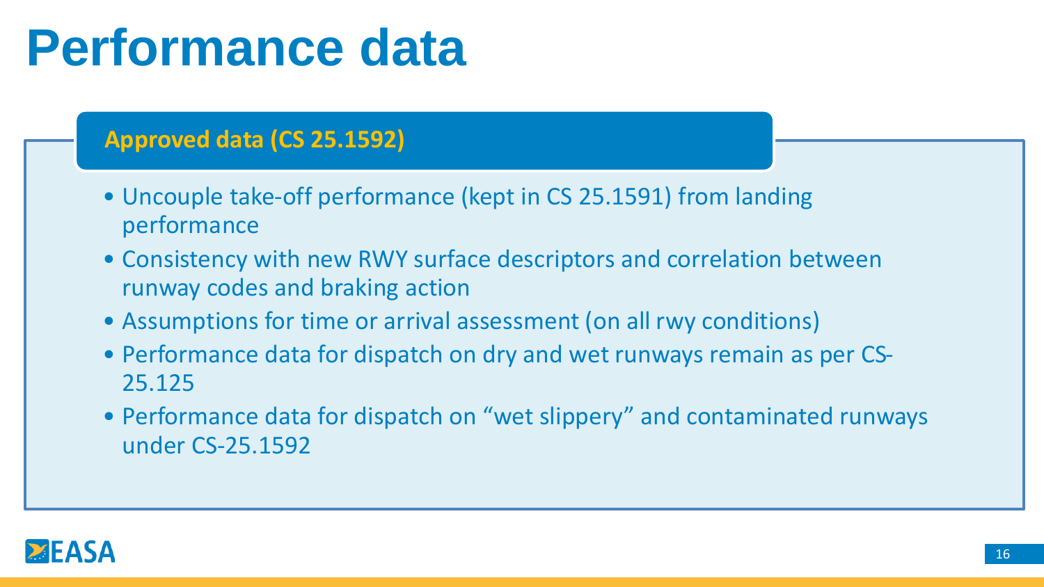# Performance data

## Approved data (CS 25.1592)

- Uncouple take-off performance (kept in CS 25.1591) from landing performance
- Consistency with new RWY surface descriptors and correlation between runway codes and braking action
- Assumptions for time or arrival assessment (on all rwy conditions)
- Performance data for dispatch on dry and wet runways remain as per CS-25.125
- Performance data for dispatch on "wet slippery" and contaminated runways under CS-25.1592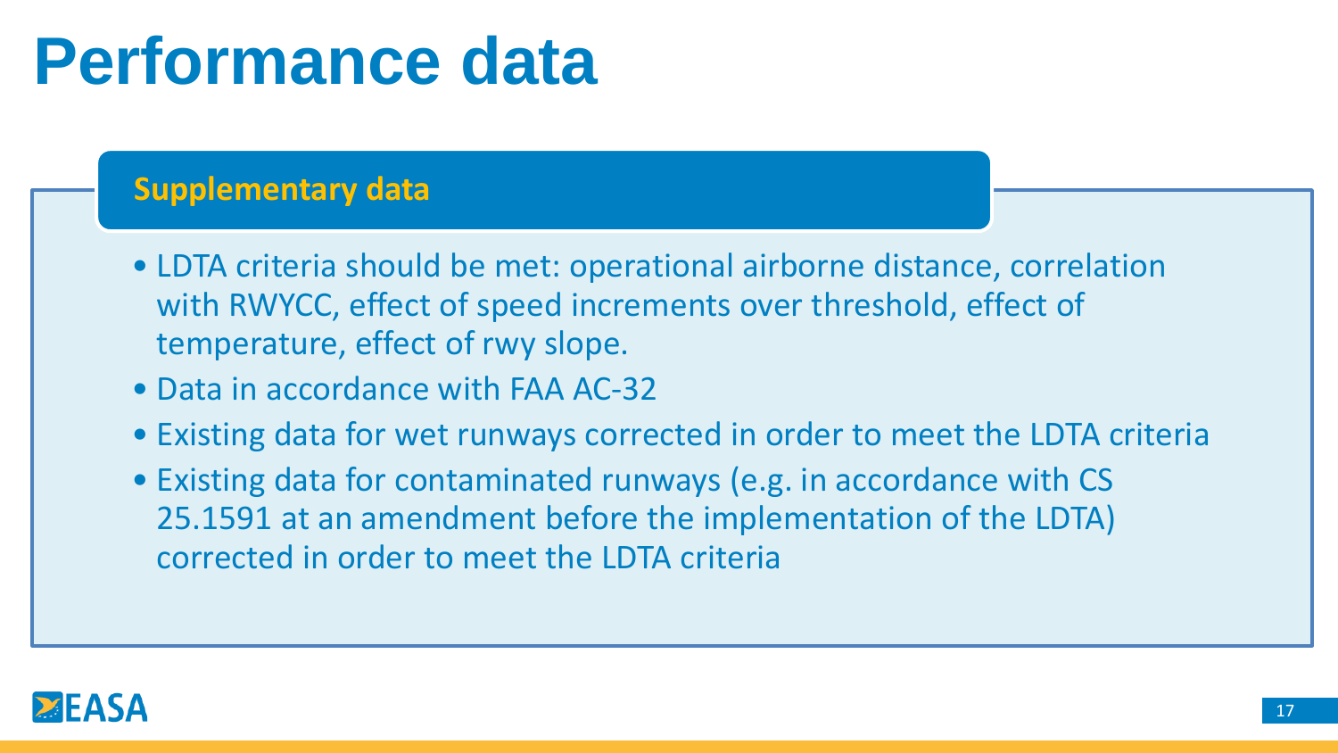# Performance data

## Supplementary data

- LDTA criteria should be met: operational airborne distance, correlation with RWYCC, effect of speed increments over threshold, effect of temperature, effect of rwy slope.
- Data in accordance with FAA AC-32
- Existing data for wet runways corrected in order to meet the LDTA criteria
- Existing data for contaminated runways (e.g. in accordance with CS 25.1591 at an amendment before the implementation of the LDTA) corrected in order to meet the LDTA criteria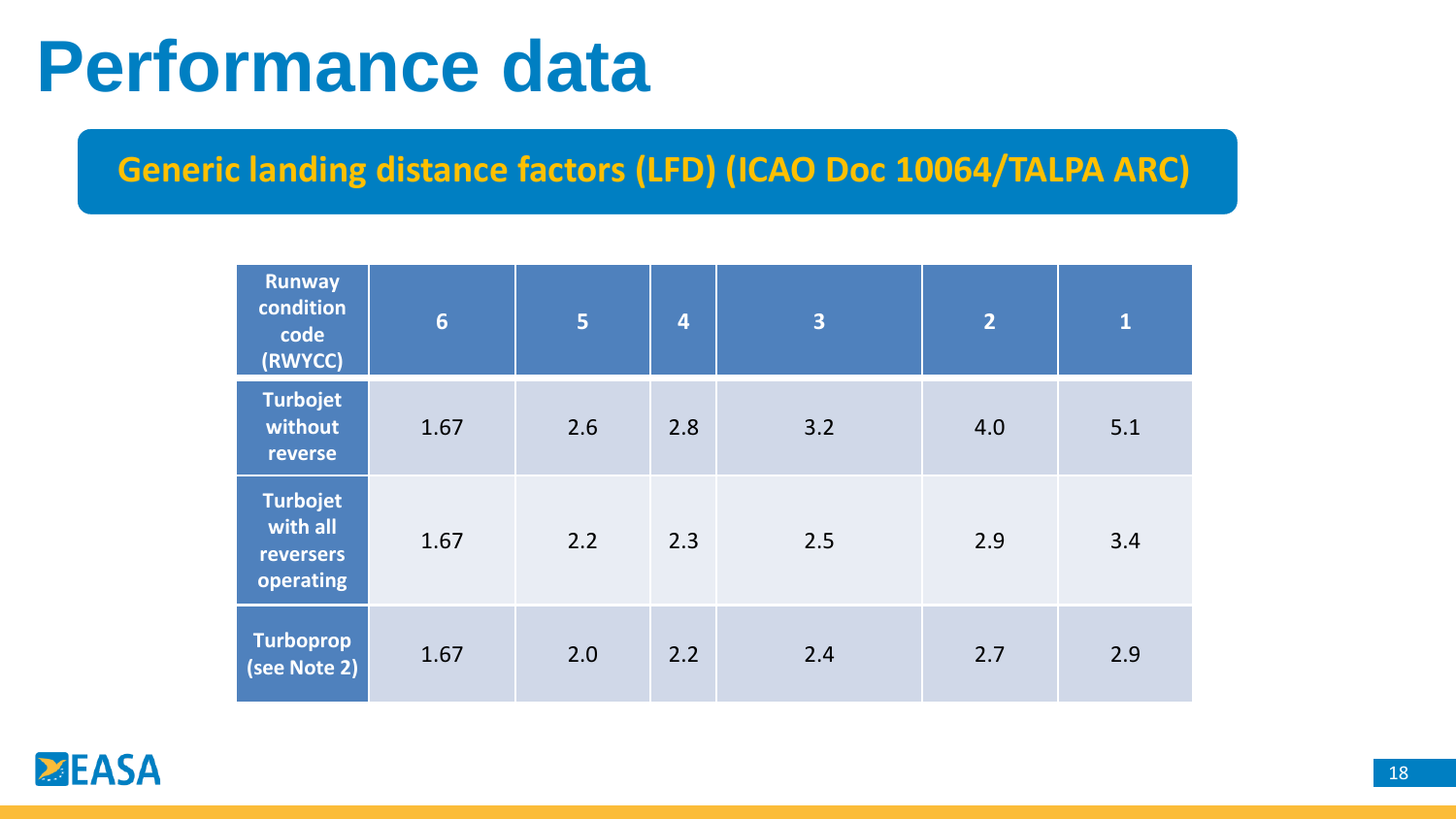# Performance data

## Generic landing distance factors (LFD) (ICAO Doc 10064/TALPA ARC)

| Runway condition code (RWYCC) | 6 | 5 | 4 | 3 | 2 | 1 |
|---|---|---|---|---|---|---|
| Turbojet without reverse | 1.67 | 2.6 | 2.8 | 3.2 | 4.0 | 5.1 |
| Turbojet with all reversers operating | 1.67 | 2.2 | 2.3 | 2.5 | 2.9 | 3.4 |
| Turboprop (see Note 2) | 1.67 | 2.0 | 2.2 | 2.4 | 2.7 | 2.9 |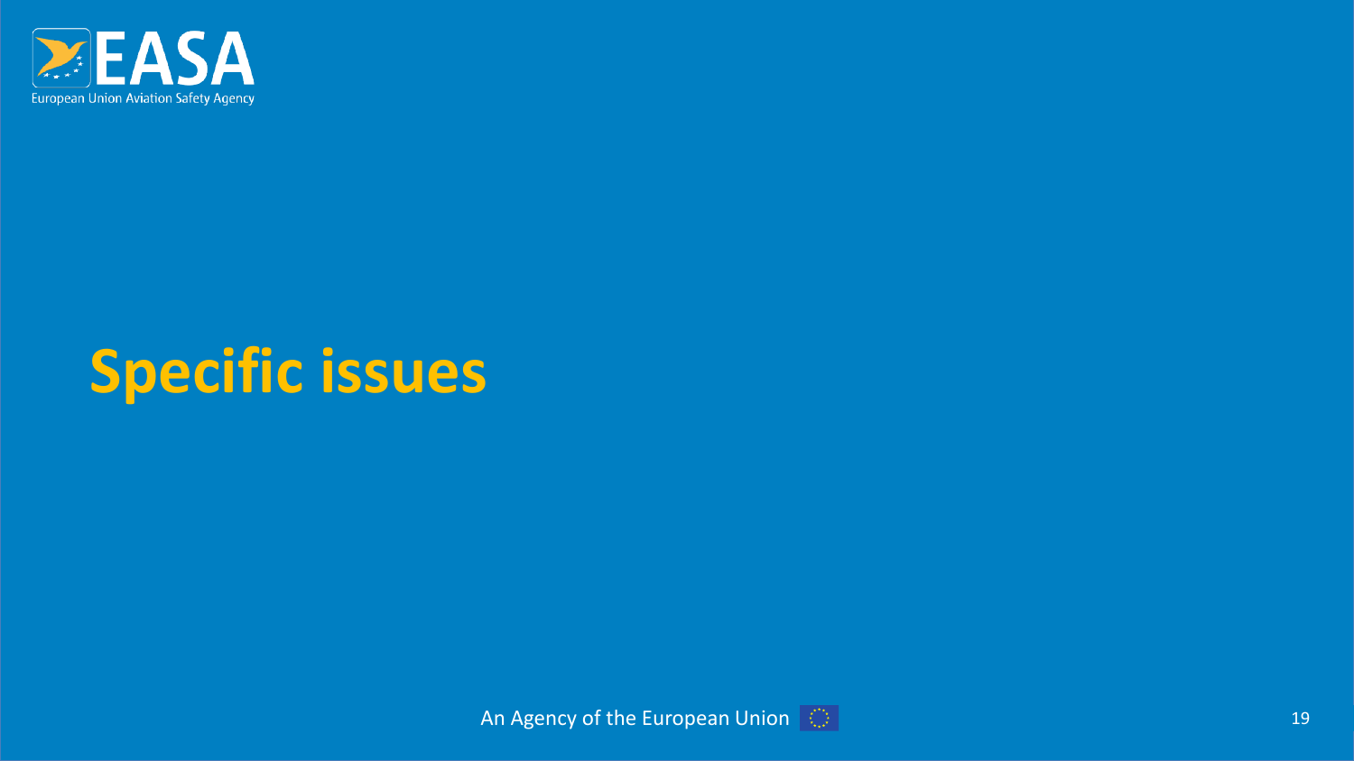# Specific issues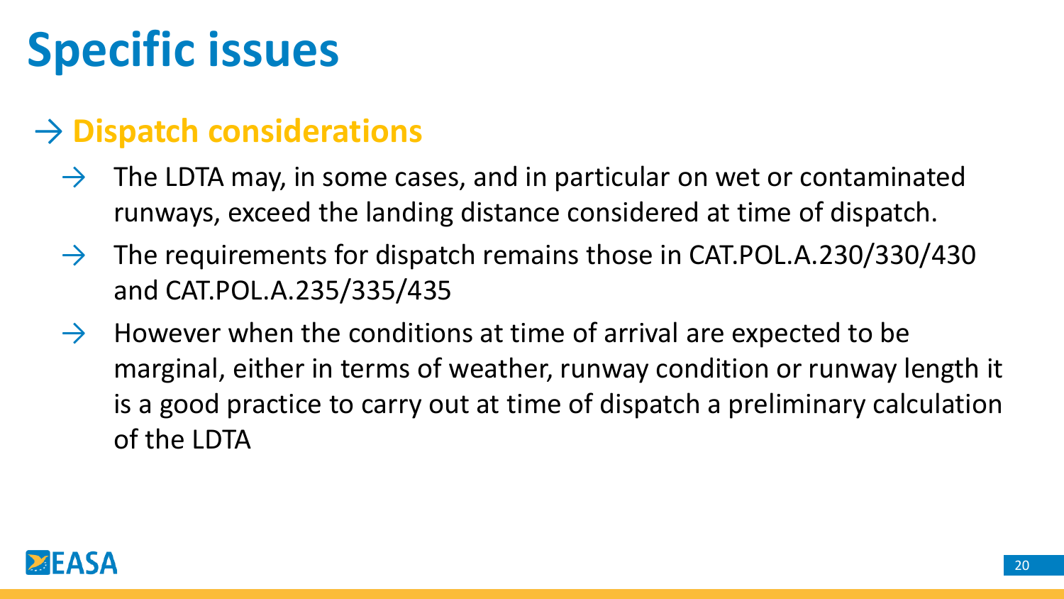# Specific issues

## → Dispatch considerations

- → The LDTA may, in some cases, and in particular on wet or contaminated runways, exceed the landing distance considered at time of dispatch.
- → The requirements for dispatch remains those in CAT.POL.A.230/330/430 and CAT.POL.A.235/335/435
- → However when the conditions at time of arrival are expected to be marginal, either in terms of weather, runway condition or runway length it is a good practice to carry out at time of dispatch a preliminary calculation of the LDTA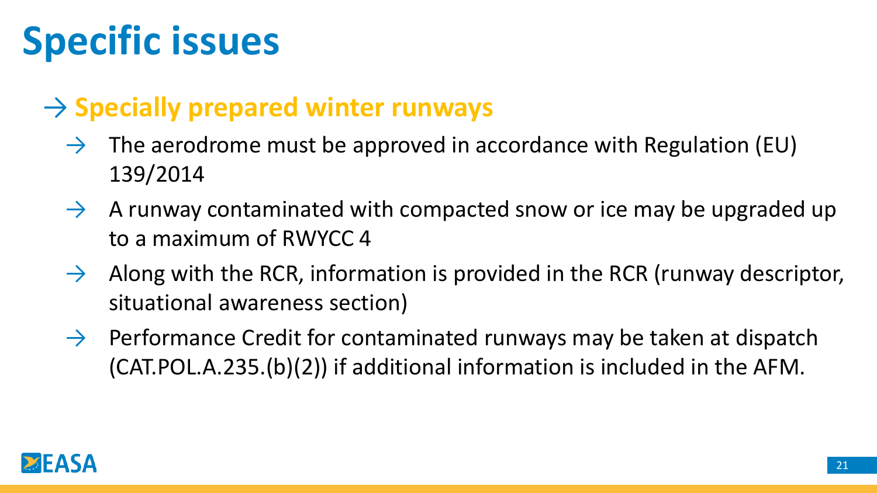# Specific issues

## → Specially prepared winter runways

- The aerodrome must be approved in accordance with Regulation (EU) 139/2014
- A runway contaminated with compacted snow or ice may be upgraded up to a maximum of RWYCC 4
- Along with the RCR, information is provided in the RCR (runway descriptor, situational awareness section)
- Performance Credit for contaminated runways may be taken at dispatch (CAT.POL.A.235.(b)(2)) if additional information is included in the AFM.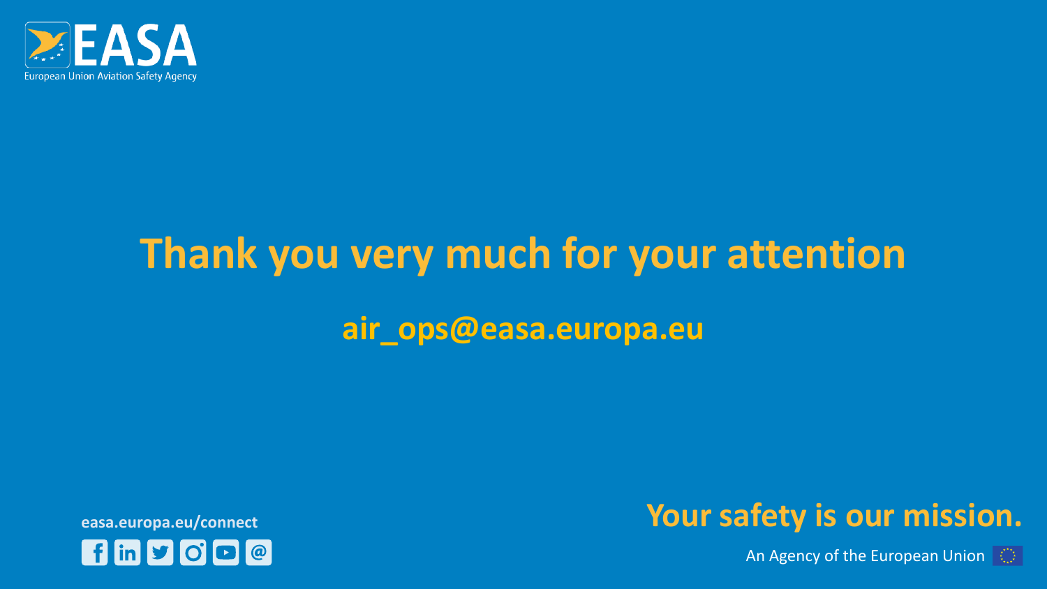EASA

European Union Aviation Safety Agency

# Thank you very much for your attention

**air_ops@easa.europa.eu**

**easa.europa.eu/connect**

**Your safety is our mission.**

An Agency of the European Union